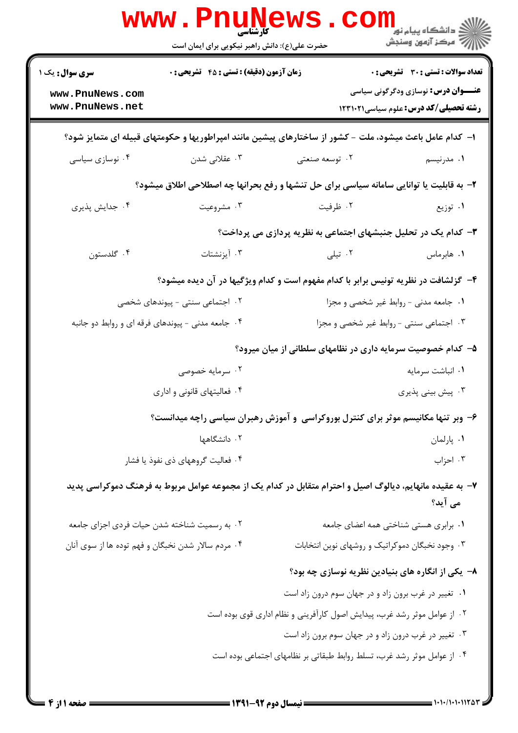کارشناسی

حضرت علی(ع): دانش راهبر نیکویی برای ایمان است

دانشگاه پیام نور
مرکز آزمون وسنجش

**سری سوال:** یک ۱

**زمان آزمون (دقیقه) : تستی : ۴۵ تشریحی : ۰**

**تعداد سوالات : تستی : ۳۰ تشریحی : ۰**

**عنـــوان درس:** نوسازی ودگرگونی سیاسی

**رشته تحصیلی/کد درس:** علوم سیاسی۱۲۳۱۰۲۱

**۱- کدام عامل باعث میشود، ملت - کشور از ساختارهای پیشین مانند امپراطوریها و حکومتهای قبیله ای متمایز شود؟**

۱. مدرنیسم
۲. توسعه صنعتی
۳. عقلانی شدن
۴. نوسازی سیاسی

**۲- به قابلیت یا توانایی سامانه سیاسی برای حل تنشها و رفع بحرانها چه اصطلاحی اطلاق میشود؟**

۱. توزیع
۲. ظرفیت
۳. مشروعیت
۴. جدایش پذیری

**۳- کدام یک در تحلیل جنبشهای اجتماعی به نظریه پردازی می پرداخت؟**

۱. هابرماس
۲. تیلی
۳. آیزنشتات
۴. گلدستون

**۴- گزلشافت در نظریه تونیس برابر با کدام مفهوم است و کدام ویژگیها در آن دیده میشود؟**

۱. جامعه مدنی - روابط غیر شخصی و مجزا
۲. اجتماعی سنتی - پیوندهای شخصی
۳. اجتماعی سنتی - روابط غیر شخصی و مجزا
۴. جامعه مدنی - پیوندهای فرقه ای و روابط دو جانبه

**۵- کدام خصوصیت سرمایه داری در نظامهای سلطانی از میان میرود؟**

۱. انباشت سرمایه
۲. سرمایه خصوصی
۳. پیش بینی پذیری
۴. فعالیتهای قانونی و اداری

**۶- وبر تنها مکانیسم موثر برای کنترل بوروکراسی و آموزش رهبران سیاسی راچه میدانست؟**

۱. پارلمان
۲. دانشگاهها
۳. احزاب
۴. فعالیت گروههای ذی نفوذ یا فشار

**۷- به عقیده مانهایم، دیالوگ اصیل و احترام متقابل در کدام یک از مجموعه عوامل مربوط به فرهنگ دموکراسی پدید می آید؟**

۱. برابری هستی شناختی همه اعضای جامعه
۲. به رسمیت شناخته شدن حیات فردی اجزای جامعه
۳. وجود نخبگان دموکراتیک و روشهای نوین انتخابات
۴. مردم سالار شدن نخبگان و فهم توده ها از سوی آنان

**۸- یکی از انگاره های بنیادین نظریه نوسازی چه بود؟**

۱. تغییر در غرب برون زاد و در جهان سوم درون زاد است
۲. از عوامل موثر رشد غرب، پیدایش اصول کارآفرینی و نظام اداری قوی بوده است
۳. تغییر در غرب درون زاد و در جهان سوم برون زاد است
۴. از عوامل موثر رشد غرب، تسلط روابط طبقاتی بر نظامهای اجتماعی بوده است

نیمسال دوم ۹۲-۱۳۹۱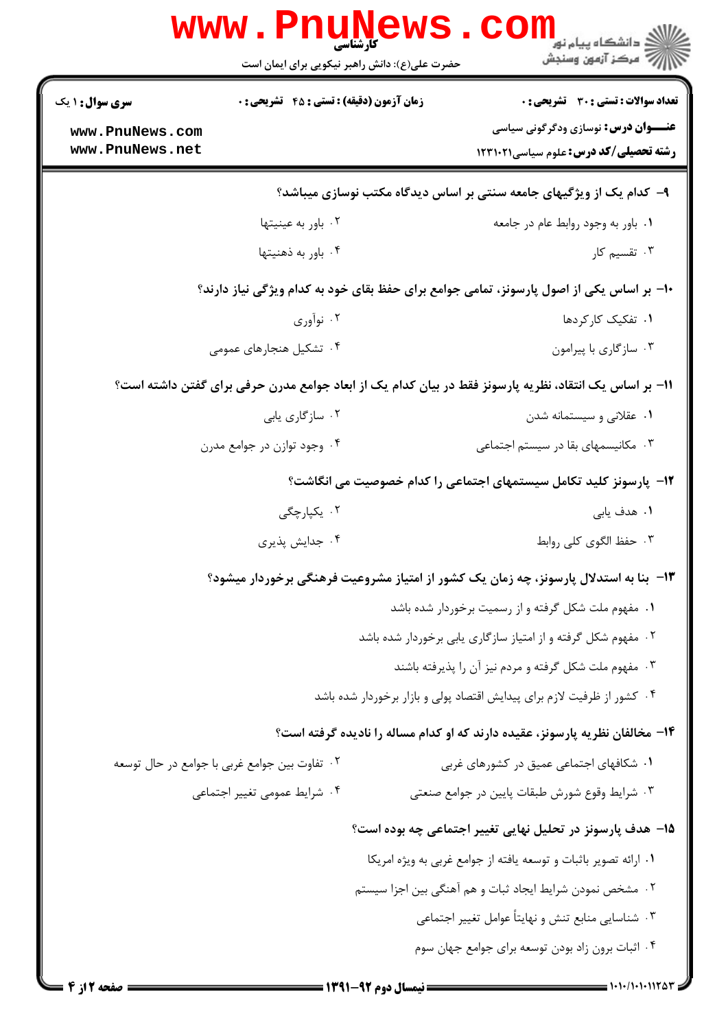۹- کدام یک از ویژگیهای جامعه سنتی بر اساس دیدگاه مکتب نوسازی میباشد؟

۱. باور به وجود روابط عام در جامعه
۲. باور به عینیتها
۳. تقسیم کار
۴. باور به ذهنیتها

۱۰- بر اساس یکی از اصول پارسونز، تمامی جوامع برای حفظ بقای خود به کدام ویژگی نیاز دارند؟

۱. تفکیک کارکردها
۲. نوآوری
۳. سازگاری با پیرامون
۴. تشکیل هنجارهای عمومی

۱۱- بر اساس یک انتقاد، نظریه پارسونز فقط در بیان کدام یک از ابعاد جوامع مدرن حرفی برای گفتن داشته است؟

۱. عقلانی و سیستمانه شدن
۲. سازگاری یابی
۳. مکانیسمهای بقا در سیستم اجتماعی
۴. وجود توازن در جوامع مدرن

۱۲- پارسونز کلید تکامل سیستمهای اجتماعی را کدام خصوصیت می انگاشت؟

۱. هدف یابی
۲. یکپارچگی
۳. حفظ الگوی کلی روابط
۴. جذایش پذیری

۱۳- بنا به استدلال پارسونز، چه زمان یک کشور از امتیاز مشروعیت فرهنگی برخوردار میشود؟

۱. مفهوم ملت شکل گرفته و از رسمیت برخوردار شده باشد
۲. مفهوم شکل گرفته و از امتیاز سازگاری یابی برخوردار شده باشد
۳. مفهوم ملت شکل گرفته و مردم نیز آن را پذیرفته باشند
۴. کشور از ظرفیت لازم برای پیدایش اقتصاد پولی و بازار برخوردار شده باشد

۱۴- مخالفان نظریه پارسونز، عقیده دارند که او کدام مساله را نادیده گرفته است؟

۱. شکافهای اجتماعی عمیق در کشورهای غربی
۲. تفاوت بین جوامع غربی با جوامع در حال توسعه
۳. شرایط وقوع شورش طبقات پایین در جوامع صنعتی
۴. شرایط عمومی تغییر اجتماعی

۱۵- هدف پارسونز در تحلیل نهایی تغییر اجتماعی چه بوده است؟

۱. ارائه تصویر باثبات و توسعه یافته از جوامع غربی به ویژه امریکا
۲. مشخص نمودن شرایط ایجاد ثبات و هم آهنگی بین اجزا سیستم
۳. شناسایی منابع تنش و نهایتاً عوامل تغییر اجتماعی
۴. اثبات برون زاد بودن توسعه برای جوامع جهان سوم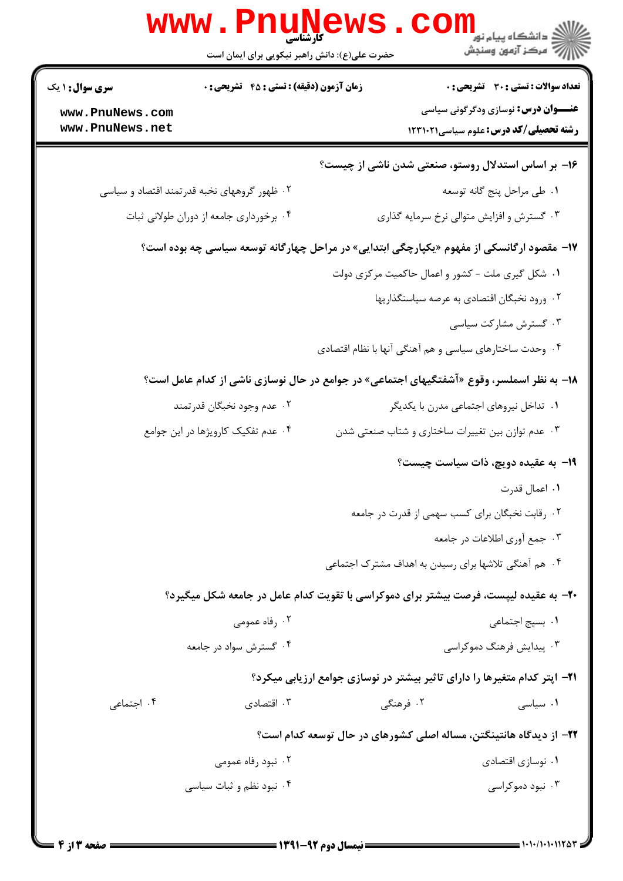**سری سوال: ۱ یک** | **زمان آزمون (دقیقه): تستی: ۴۵ تشریحی: ۰** | **تعداد سوالات: تستی: ۳۰ تشریحی: ۰**

**عنوان درس:** نوسازی ودگرگونی سیاسی

**رشته تحصیلی/کد درس:** علوم سیاسی۱۲۳۱۰۲۱

**۱۶- بر اساس استدلال روستو، صنعتی شدن ناشی از چیست؟**

۱. طی مراحل پنج گانه توسعه

۲. ظهور گروههای نخبه قدرتمند اقتصاد و سیاسی

۳. گسترش و افزایش متوالی نرخ سرمایه گذاری

۴. برخورداری جامعه از دوران طولانی ثبات

**۱۷- مقصود ارگانسکی از مفهوم «یکپارچگی ابتدایی» در مراحل چهارگانه توسعه سیاسی چه بوده است؟**

۱. شکل گیری ملت - کشور و اعمال حاکمیت مرکزی دولت

۲. ورود نخبگان اقتصادی به عرصه سیاستگذاریها

۳. گسترش مشارکت سیاسی

۴. وحدت ساختارهای سیاسی و هم آهنگی آنها با نظام اقتصادی

**۱۸- به نظر اسملسر، وقوع «آشفتگیهای اجتماعی» در جوامع در حال نوسازی ناشی از کدام عامل است؟**

۱. تداخل نیروهای اجتماعی مدرن با یکدیگر

۲. عدم وجود نخبگان قدرتمند

۳. عدم توازن بین تغییرات ساختاری و شتاب صنعتی شدن

۴. عدم تفکیک کارویژها در این جوامع

**۱۹- به عقیده دویچ، ذات سیاست چیست؟**

۱. اعمال قدرت

۲. رقابت نخبگان برای کسب سهمی از قدرت در جامعه

۳. جمع آوری اطلاعات در جامعه

۴. هم آهنگی تلاشها برای رسیدن به اهداف مشترک اجتماعی

**۲۰- به عقیده لیپست، فرصت بیشتر برای دموکراسی با تقویت کدام عامل در جامعه شکل میگیرد؟**

۱. بسیج اجتماعی

۲. رفاه عمومی

۳. پیدایش فرهنگ دموکراسی

۴. گسترش سواد در جامعه

**۲۱- اپتر کدام متغیرها را دارای تاثیر بیشتر در نوسازی جوامع ارزیابی میکرد؟**

۱. سیاسی

۲. فرهنگی

۳. اقتصادی

۴. اجتماعی

**۲۲- از دیدگاه هانتینگتن، مساله اصلی کشورهای در حال توسعه کدام است؟**

۱. نوسازی اقتصادی

۲. نبود رفاه عمومی

۳. نبود دموکراسی

۴. نبود نظم و ثبات سیاسی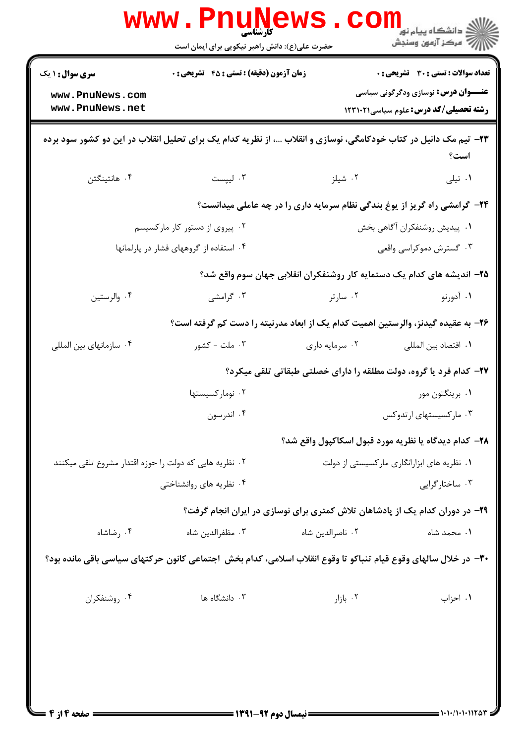**تعداد سوالات : تستی : ۳۰ تشریحی : ۰** | **زمان آزمون (دقیقه) : تستی : ۴۵ تشریحی : ۰** | **سری سوال : ۱ یک**

**عنـــوان درس :** نوسازی ودگرگونی سیاسی

**رشته تحصیلی/کد درس :** علوم سیاسی۱۲۳۱۰۲۱

**۲۳-** تیم مک دانیل در کتاب خودکامگی، نوسازی و انقلاب ...، از نظریه کدام یک برای تحلیل انقلاب در این دو کشور سود برده است؟

۱. تیلی
۲. شیلز
۳. لیپست
۴. هانتینگتن

**۲۴-** گرامشی راه گریز از یوغ بندگی نظام سرمایه داری را در چه عاملی میدانست؟

۱. پیدیش روشنفکران آگاهی بخش
۲. پیروی از دستور کار مارکسیسم
۳. گسترش دموکراسی واقعی
۴. استفاده از گروههای فشار در پارلمانها

**۲۵-** اندیشه های کدام یک دستمایه کار روشنفکران انقلابی جهان سوم واقع شد؟

۱. آدورنو
۲. سارتر
۳. گرامشی
۴. والرستین

**۲۶-** به عقیده گیدنز، والرستین اهمیت کدام یک از ابعاد مدرنیته را دست کم گرفته است؟

۱. اقتصاد بین المللی
۲. سرمایه داری
۳. ملت - کشور
۴. سازمانهای بین المللی

**۲۷-** کدام فرد یا گروه، دولت مطلقه را دارای خصلتی طبقاتی تلقی میکرد؟

۱. برینگتون مور
۲. نومارکسیستها
۳. مارکسیستهای ارتدوکس
۴. اندرسون

**۲۸-** کدام دیدگاه یا نظریه مورد قبول اسکاکپول واقع شد؟

۱. نظریه های ابزارانگاری مارکسیستی از دولت
۲. نظریه هایی که دولت را حوزه اقتدار مشروع تلقی میکنند
۳. ساختارگرایی
۴. نظریه های روانشناختی

**۲۹-** در دوران کدام یک از پادشاهان تلاش کمتری برای نوسازی در ایران انجام گرفت؟

۱. محمد شاه
۲. ناصرالدین شاه
۳. مظفرالدین شاه
۴. رضاشاه

**۳۰-** در خلال سالهای وقوع قیام تنباکو تا وقوع انقلاب اسلامی، کدام بخش اجتماعی کانون حرکتهای سیاسی باقی مانده بود؟

۱. احزاب
۲. بازار
۳. دانشگاه ها
۴. روشنفکران